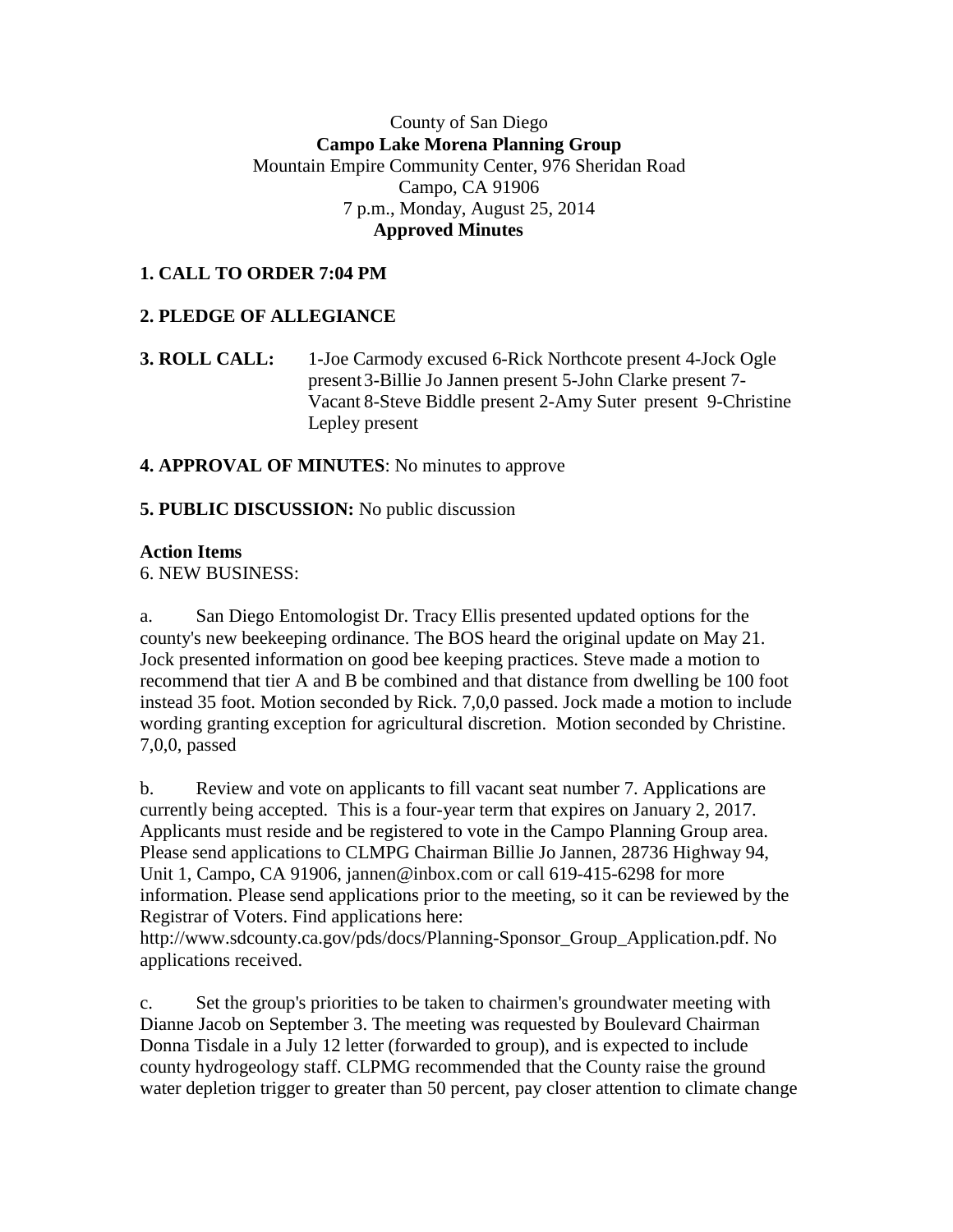County of San Diego

**Campo Lake Morena Planning Group**

Mountain Empire Community Center, 976 Sheridan Road

Campo, CA 91906

7 p.m., Monday, August 25, 2014

**Approved Minutes**

**1. CALL TO ORDER 7:04 PM**

**2. PLEDGE OF ALLEGIANCE**

**3. ROLL CALL:** 1-Joe Carmody excused 6-Rick Northcote present 4-Jock Ogle present 3-Billie Jo Jannen present 5-John Clarke present 7-Vacant 8-Steve Biddle present 2-Amy Suter present 9-Christine Lepley present

**4. APPROVAL OF MINUTES**: No minutes to approve

**5. PUBLIC DISCUSSION:** No public discussion

**Action Items**

6. NEW BUSINESS:

a. San Diego Entomologist Dr. Tracy Ellis presented updated options for the county's new beekeeping ordinance. The BOS heard the original update on May 21. Jock presented information on good bee keeping practices. Steve made a motion to recommend that tier A and B be combined and that distance from dwelling be 100 foot instead 35 foot. Motion seconded by Rick. 7,0,0 passed. Jock made a motion to include wording granting exception for agricultural discretion. Motion seconded by Christine. 7,0,0, passed

b. Review and vote on applicants to fill vacant seat number 7. Applications are currently being accepted. This is a four-year term that expires on January 2, 2017. Applicants must reside and be registered to vote in the Campo Planning Group area. Please send applications to CLMPG Chairman Billie Jo Jannen, 28736 Highway 94, Unit 1, Campo, CA 91906, jannen@inbox.com or call 619-415-6298 for more information. Please send applications prior to the meeting, so it can be reviewed by the Registrar of Voters. Find applications here: http://www.sdcounty.ca.gov/pds/docs/Planning-Sponsor_Group_Application.pdf. No applications received.

c. Set the group's priorities to be taken to chairmen's groundwater meeting with Dianne Jacob on September 3. The meeting was requested by Boulevard Chairman Donna Tisdale in a July 12 letter (forwarded to group), and is expected to include county hydrogeology staff. CLPMG recommended that the County raise the ground water depletion trigger to greater than 50 percent, pay closer attention to climate change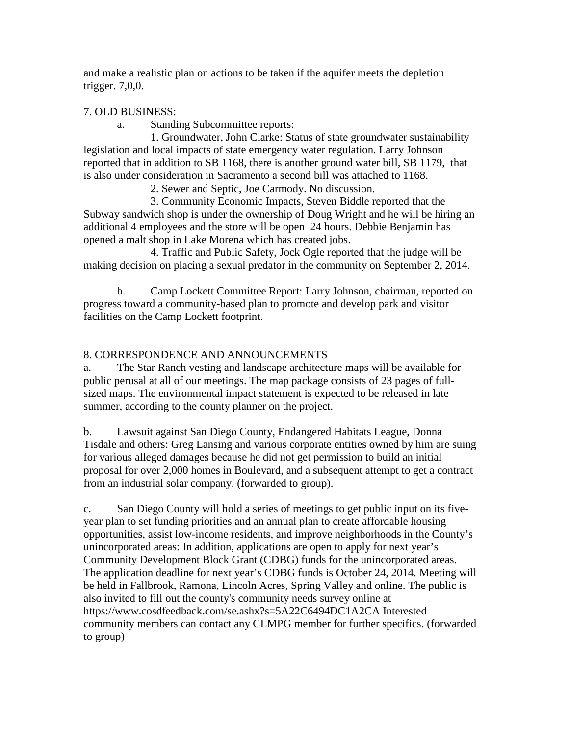and make a realistic plan on actions to be taken if the aquifer meets the depletion trigger. 7,0,0.

7. OLD BUSINESS:

a. Standing Subcommittee reports:

1. Groundwater, John Clarke: Status of state groundwater sustainability legislation and local impacts of state emergency water regulation. Larry Johnson reported that in addition to SB 1168, there is another ground water bill, SB 1179, that is also under consideration in Sacramento a second bill was attached to 1168.

2. Sewer and Septic, Joe Carmody. No discussion.

3. Community Economic Impacts, Steven Biddle reported that the Subway sandwich shop is under the ownership of Doug Wright and he will be hiring an additional 4 employees and the store will be open 24 hours. Debbie Benjamin has opened a malt shop in Lake Morena which has created jobs.

4. Traffic and Public Safety, Jock Ogle reported that the judge will be making decision on placing a sexual predator in the community on September 2, 2014.

b. Camp Lockett Committee Report: Larry Johnson, chairman, reported on progress toward a community-based plan to promote and develop park and visitor facilities on the Camp Lockett footprint.

8. CORRESPONDENCE AND ANNOUNCEMENTS

a. The Star Ranch vesting and landscape architecture maps will be available for public perusal at all of our meetings. The map package consists of 23 pages of full-sized maps. The environmental impact statement is expected to be released in late summer, according to the county planner on the project.

b. Lawsuit against San Diego County, Endangered Habitats League, Donna Tisdale and others: Greg Lansing and various corporate entities owned by him are suing for various alleged damages because he did not get permission to build an initial proposal for over 2,000 homes in Boulevard, and a subsequent attempt to get a contract from an industrial solar company. (forwarded to group).

c. San Diego County will hold a series of meetings to get public input on its five-year plan to set funding priorities and an annual plan to create affordable housing opportunities, assist low-income residents, and improve neighborhoods in the County's unincorporated areas: In addition, applications are open to apply for next year's Community Development Block Grant (CDBG) funds for the unincorporated areas. The application deadline for next year's CDBG funds is October 24, 2014. Meeting will be held in Fallbrook, Ramona, Lincoln Acres, Spring Valley and online. The public is also invited to fill out the county's community needs survey online at https://www.cosdfeedback.com/se.ashx?s=5A22C6494DC1A2CA Interested community members can contact any CLMPG member for further specifics. (forwarded to group)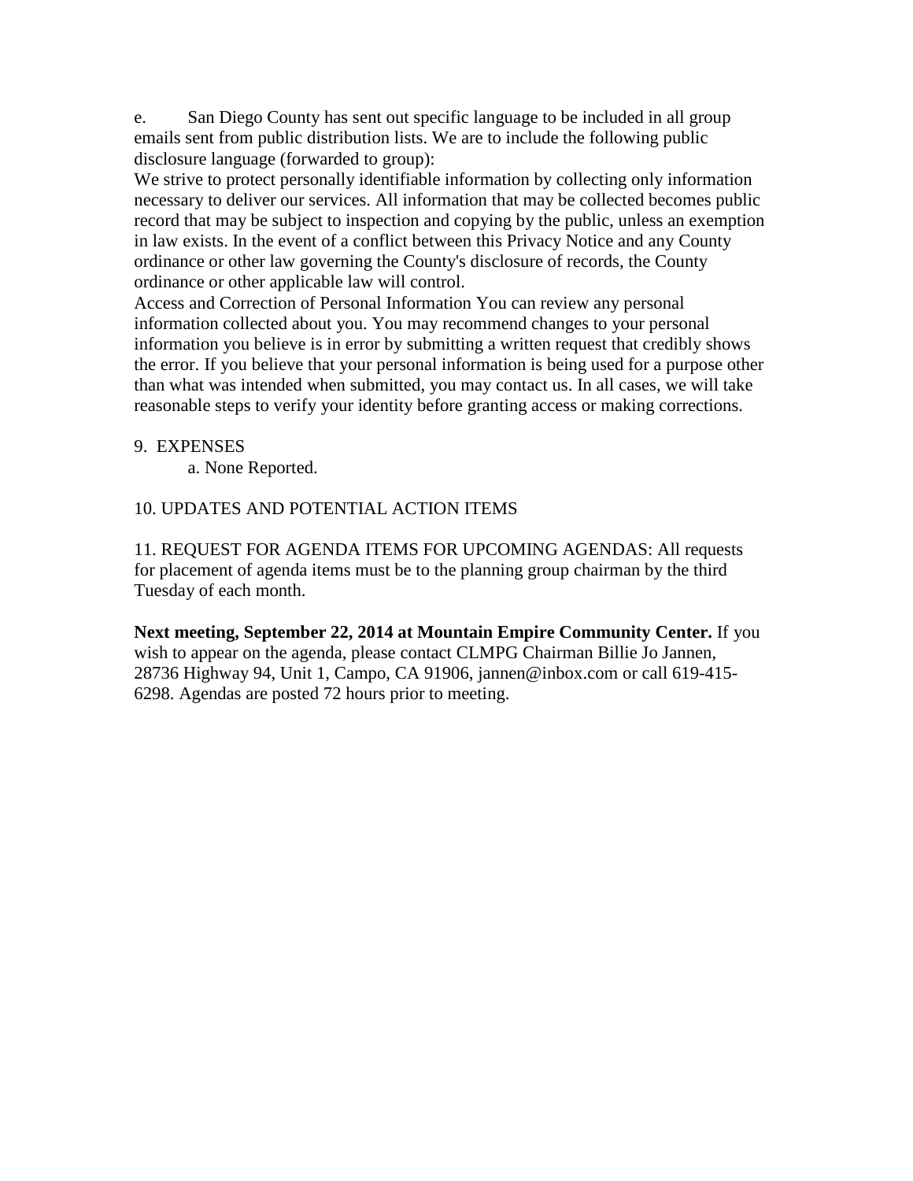e. San Diego County has sent out specific language to be included in all group emails sent from public distribution lists. We are to include the following public disclosure language (forwarded to group):

We strive to protect personally identifiable information by collecting only information necessary to deliver our services. All information that may be collected becomes public record that may be subject to inspection and copying by the public, unless an exemption in law exists. In the event of a conflict between this Privacy Notice and any County ordinance or other law governing the County's disclosure of records, the County ordinance or other applicable law will control.

Access and Correction of Personal Information You can review any personal information collected about you. You may recommend changes to your personal information you believe is in error by submitting a written request that credibly shows the error. If you believe that your personal information is being used for a purpose other than what was intended when submitted, you may contact us. In all cases, we will take reasonable steps to verify your identity before granting access or making corrections.

9. EXPENSES

a. None Reported.

10. UPDATES AND POTENTIAL ACTION ITEMS

11. REQUEST FOR AGENDA ITEMS FOR UPCOMING AGENDAS: All requests for placement of agenda items must be to the planning group chairman by the third Tuesday of each month.

**Next meeting, September 22, 2014 at Mountain Empire Community Center.** If you wish to appear on the agenda, please contact CLMPG Chairman Billie Jo Jannen, 28736 Highway 94, Unit 1, Campo, CA 91906, jannen@inbox.com or call 619-415-6298. Agendas are posted 72 hours prior to meeting.